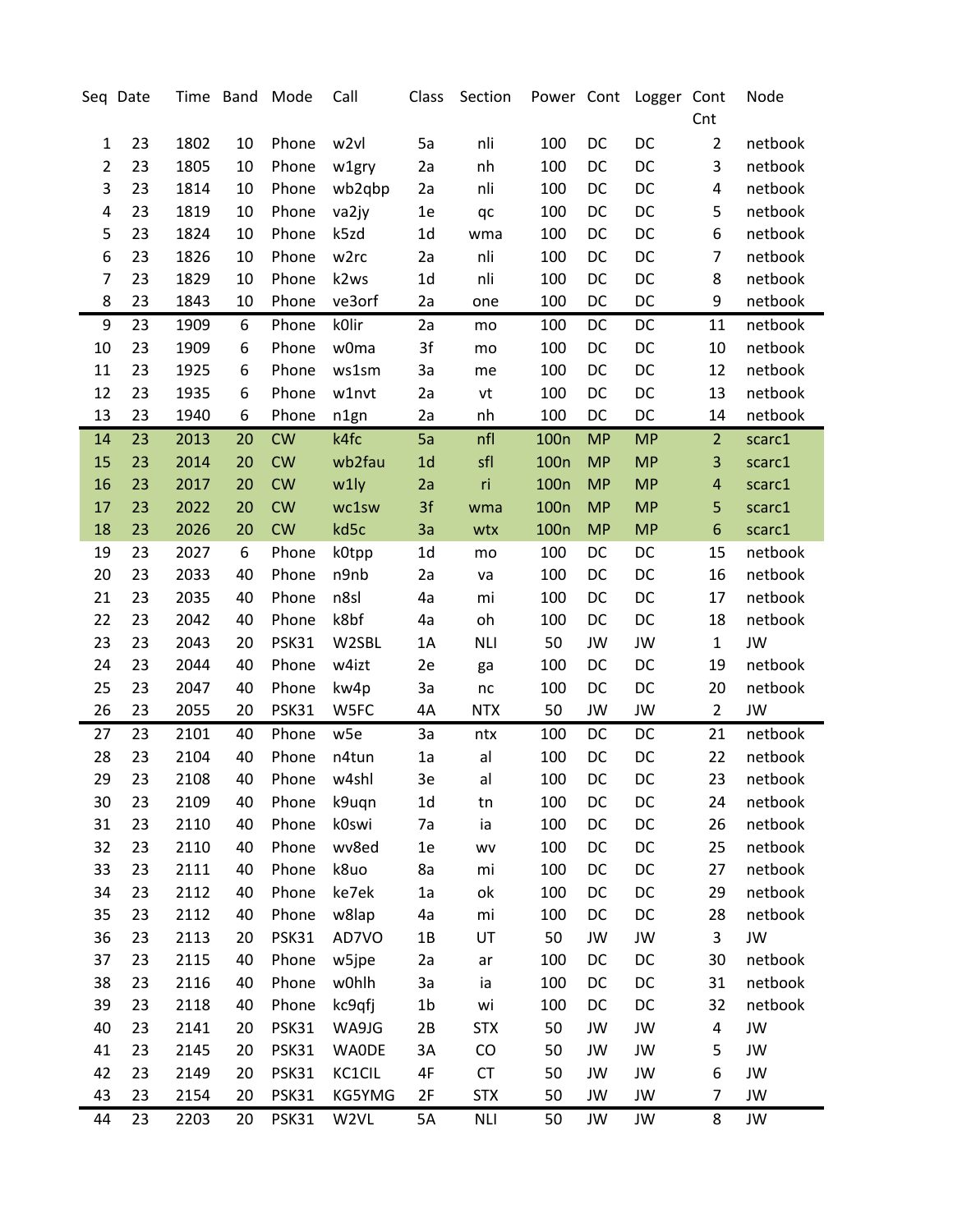| Seq | Date | Time | Band | Mode | Call | Class | Section | Power | Cont | Logger | Cont Cnt | Node |
|---|---|---|---|---|---|---|---|---|---|---|---|---|
| 1 | 23 | 1802 | 10 | Phone | w2vl | 5a | nli | 100 | DC | DC | 2 | netbook |
| 2 | 23 | 1805 | 10 | Phone | w1gry | 2a | nh | 100 | DC | DC | 3 | netbook |
| 3 | 23 | 1814 | 10 | Phone | wb2qbp | 2a | nli | 100 | DC | DC | 4 | netbook |
| 4 | 23 | 1819 | 10 | Phone | va2jy | 1e | qc | 100 | DC | DC | 5 | netbook |
| 5 | 23 | 1824 | 10 | Phone | k5zd | 1d | wma | 100 | DC | DC | 6 | netbook |
| 6 | 23 | 1826 | 10 | Phone | w2rc | 2a | nli | 100 | DC | DC | 7 | netbook |
| 7 | 23 | 1829 | 10 | Phone | k2ws | 1d | nli | 100 | DC | DC | 8 | netbook |
| 8 | 23 | 1843 | 10 | Phone | ve3orf | 2a | one | 100 | DC | DC | 9 | netbook |
| 9 | 23 | 1909 | 6 | Phone | k0lir | 2a | mo | 100 | DC | DC | 11 | netbook |
| 10 | 23 | 1909 | 6 | Phone | w0ma | 3f | mo | 100 | DC | DC | 10 | netbook |
| 11 | 23 | 1925 | 6 | Phone | ws1sm | 3a | me | 100 | DC | DC | 12 | netbook |
| 12 | 23 | 1935 | 6 | Phone | w1nvt | 2a | vt | 100 | DC | DC | 13 | netbook |
| 13 | 23 | 1940 | 6 | Phone | n1gn | 2a | nh | 100 | DC | DC | 14 | netbook |
| 14 | 23 | 2013 | 20 | CW | k4fc | 5a | nfl | 100n | MP | MP | 2 | scarc1 |
| 15 | 23 | 2014 | 20 | CW | wb2fau | 1d | sfl | 100n | MP | MP | 3 | scarc1 |
| 16 | 23 | 2017 | 20 | CW | w1ly | 2a | ri | 100n | MP | MP | 4 | scarc1 |
| 17 | 23 | 2022 | 20 | CW | wc1sw | 3f | wma | 100n | MP | MP | 5 | scarc1 |
| 18 | 23 | 2026 | 20 | CW | kd5c | 3a | wtx | 100n | MP | MP | 6 | scarc1 |
| 19 | 23 | 2027 | 6 | Phone | k0tpp | 1d | mo | 100 | DC | DC | 15 | netbook |
| 20 | 23 | 2033 | 40 | Phone | n9nb | 2a | va | 100 | DC | DC | 16 | netbook |
| 21 | 23 | 2035 | 40 | Phone | n8sl | 4a | mi | 100 | DC | DC | 17 | netbook |
| 22 | 23 | 2042 | 40 | Phone | k8bf | 4a | oh | 100 | DC | DC | 18 | netbook |
| 23 | 23 | 2043 | 20 | PSK31 | W2SBL | 1A | NLI | 50 | JW | JW | 1 | JW |
| 24 | 23 | 2044 | 40 | Phone | w4izt | 2e | ga | 100 | DC | DC | 19 | netbook |
| 25 | 23 | 2047 | 40 | Phone | kw4p | 3a | nc | 100 | DC | DC | 20 | netbook |
| 26 | 23 | 2055 | 20 | PSK31 | W5FC | 4A | NTX | 50 | JW | JW | 2 | JW |
| 27 | 23 | 2101 | 40 | Phone | w5e | 3a | ntx | 100 | DC | DC | 21 | netbook |
| 28 | 23 | 2104 | 40 | Phone | n4tun | 1a | al | 100 | DC | DC | 22 | netbook |
| 29 | 23 | 2108 | 40 | Phone | w4shl | 3e | al | 100 | DC | DC | 23 | netbook |
| 30 | 23 | 2109 | 40 | Phone | k9uqn | 1d | tn | 100 | DC | DC | 24 | netbook |
| 31 | 23 | 2110 | 40 | Phone | k0swi | 7a | ia | 100 | DC | DC | 26 | netbook |
| 32 | 23 | 2110 | 40 | Phone | wv8ed | 1e | wv | 100 | DC | DC | 25 | netbook |
| 33 | 23 | 2111 | 40 | Phone | k8uo | 8a | mi | 100 | DC | DC | 27 | netbook |
| 34 | 23 | 2112 | 40 | Phone | ke7ek | 1a | ok | 100 | DC | DC | 29 | netbook |
| 35 | 23 | 2112 | 40 | Phone | w8lap | 4a | mi | 100 | DC | DC | 28 | netbook |
| 36 | 23 | 2113 | 20 | PSK31 | AD7VO | 1B | UT | 50 | JW | JW | 3 | JW |
| 37 | 23 | 2115 | 40 | Phone | w5jpe | 2a | ar | 100 | DC | DC | 30 | netbook |
| 38 | 23 | 2116 | 40 | Phone | w0hlh | 3a | ia | 100 | DC | DC | 31 | netbook |
| 39 | 23 | 2118 | 40 | Phone | kc9qfj | 1b | wi | 100 | DC | DC | 32 | netbook |
| 40 | 23 | 2141 | 20 | PSK31 | WA9JG | 2B | STX | 50 | JW | JW | 4 | JW |
| 41 | 23 | 2145 | 20 | PSK31 | WA0DE | 3A | CO | 50 | JW | JW | 5 | JW |
| 42 | 23 | 2149 | 20 | PSK31 | KC1CIL | 4F | CT | 50 | JW | JW | 6 | JW |
| 43 | 23 | 2154 | 20 | PSK31 | KG5YMG | 2F | STX | 50 | JW | JW | 7 | JW |
| 44 | 23 | 2203 | 20 | PSK31 | W2VL | 5A | NLI | 50 | JW | JW | 8 | JW |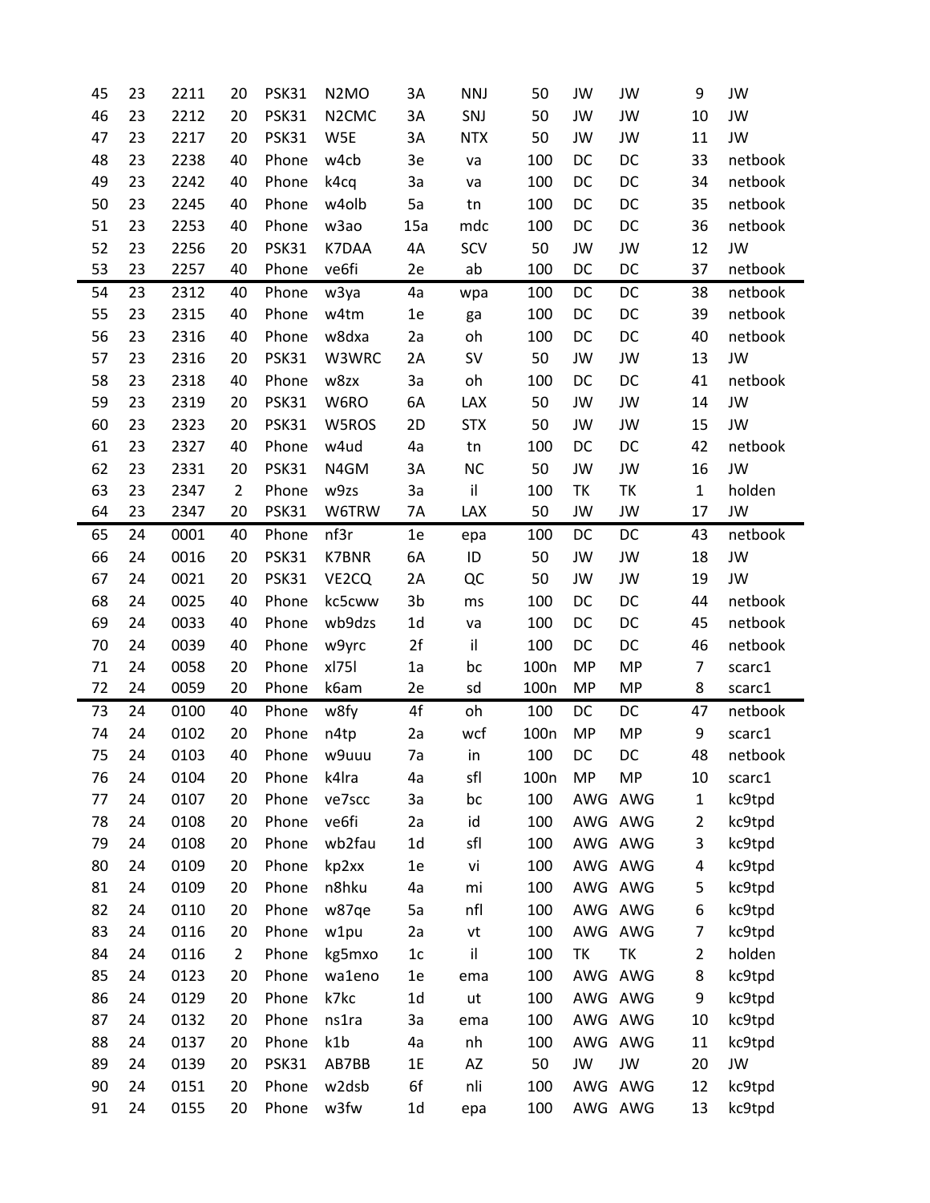| | | | | | | | | | | | | |
|---|---|---|---|---|---|---|---|---|---|---|---|---|
| 45 | 23 | 2211 | 20 | PSK31 | N2MO | 3A | NNJ | 50 | JW | JW | 9 | JW |
| 46 | 23 | 2212 | 20 | PSK31 | N2CMC | 3A | SNJ | 50 | JW | JW | 10 | JW |
| 47 | 23 | 2217 | 20 | PSK31 | W5E | 3A | NTX | 50 | JW | JW | 11 | JW |
| 48 | 23 | 2238 | 40 | Phone | w4cb | 3e | va | 100 | DC | DC | 33 | netbook |
| 49 | 23 | 2242 | 40 | Phone | k4cq | 3a | va | 100 | DC | DC | 34 | netbook |
| 50 | 23 | 2245 | 40 | Phone | w4olb | 5a | tn | 100 | DC | DC | 35 | netbook |
| 51 | 23 | 2253 | 40 | Phone | w3ao | 15a | mdc | 100 | DC | DC | 36 | netbook |
| 52 | 23 | 2256 | 20 | PSK31 | K7DAA | 4A | SCV | 50 | JW | JW | 12 | JW |
| 53 | 23 | 2257 | 40 | Phone | ve6fi | 2e | ab | 100 | DC | DC | 37 | netbook |
| 54 | 23 | 2312 | 40 | Phone | w3ya | 4a | wpa | 100 | DC | DC | 38 | netbook |
| 55 | 23 | 2315 | 40 | Phone | w4tm | 1e | ga | 100 | DC | DC | 39 | netbook |
| 56 | 23 | 2316 | 40 | Phone | w8dxa | 2a | oh | 100 | DC | DC | 40 | netbook |
| 57 | 23 | 2316 | 20 | PSK31 | W3WRC | 2A | SV | 50 | JW | JW | 13 | JW |
| 58 | 23 | 2318 | 40 | Phone | w8zx | 3a | oh | 100 | DC | DC | 41 | netbook |
| 59 | 23 | 2319 | 20 | PSK31 | W6RO | 6A | LAX | 50 | JW | JW | 14 | JW |
| 60 | 23 | 2323 | 20 | PSK31 | W5ROS | 2D | STX | 50 | JW | JW | 15 | JW |
| 61 | 23 | 2327 | 40 | Phone | w4ud | 4a | tn | 100 | DC | DC | 42 | netbook |
| 62 | 23 | 2331 | 20 | PSK31 | N4GM | 3A | NC | 50 | JW | JW | 16 | JW |
| 63 | 23 | 2347 | 2 | Phone | w9zs | 3a | il | 100 | TK | TK | 1 | holden |
| 64 | 23 | 2347 | 20 | PSK31 | W6TRW | 7A | LAX | 50 | JW | JW | 17 | JW |
| 65 | 24 | 0001 | 40 | Phone | nf3r | 1e | epa | 100 | DC | DC | 43 | netbook |
| 66 | 24 | 0016 | 20 | PSK31 | K7BNR | 6A | ID | 50 | JW | JW | 18 | JW |
| 67 | 24 | 0021 | 20 | PSK31 | VE2CQ | 2A | QC | 50 | JW | JW | 19 | JW |
| 68 | 24 | 0025 | 40 | Phone | kc5cww | 3b | ms | 100 | DC | DC | 44 | netbook |
| 69 | 24 | 0033 | 40 | Phone | wb9dzs | 1d | va | 100 | DC | DC | 45 | netbook |
| 70 | 24 | 0039 | 40 | Phone | w9yrc | 2f | il | 100 | DC | DC | 46 | netbook |
| 71 | 24 | 0058 | 20 | Phone | xl75l | 1a | bc | 100n | MP | MP | 7 | scarc1 |
| 72 | 24 | 0059 | 20 | Phone | k6am | 2e | sd | 100n | MP | MP | 8 | scarc1 |
| 73 | 24 | 0100 | 40 | Phone | w8fy | 4f | oh | 100 | DC | DC | 47 | netbook |
| 74 | 24 | 0102 | 20 | Phone | n4tp | 2a | wcf | 100n | MP | MP | 9 | scarc1 |
| 75 | 24 | 0103 | 40 | Phone | w9uuu | 7a | in | 100 | DC | DC | 48 | netbook |
| 76 | 24 | 0104 | 20 | Phone | k4lra | 4a | sfl | 100n | MP | MP | 10 | scarc1 |
| 77 | 24 | 0107 | 20 | Phone | ve7scc | 3a | bc | 100 | AWG | AWG | 1 | kc9tpd |
| 78 | 24 | 0108 | 20 | Phone | ve6fi | 2a | id | 100 | AWG | AWG | 2 | kc9tpd |
| 79 | 24 | 0108 | 20 | Phone | wb2fau | 1d | sfl | 100 | AWG | AWG | 3 | kc9tpd |
| 80 | 24 | 0109 | 20 | Phone | kp2xx | 1e | vi | 100 | AWG | AWG | 4 | kc9tpd |
| 81 | 24 | 0109 | 20 | Phone | n8hku | 4a | mi | 100 | AWG | AWG | 5 | kc9tpd |
| 82 | 24 | 0110 | 20 | Phone | w87qe | 5a | nfl | 100 | AWG | AWG | 6 | kc9tpd |
| 83 | 24 | 0116 | 20 | Phone | w1pu | 2a | vt | 100 | AWG | AWG | 7 | kc9tpd |
| 84 | 24 | 0116 | 2 | Phone | kg5mxo | 1c | il | 100 | TK | TK | 2 | holden |
| 85 | 24 | 0123 | 20 | Phone | wa1eno | 1e | ema | 100 | AWG | AWG | 8 | kc9tpd |
| 86 | 24 | 0129 | 20 | Phone | k7kc | 1d | ut | 100 | AWG | AWG | 9 | kc9tpd |
| 87 | 24 | 0132 | 20 | Phone | ns1ra | 3a | ema | 100 | AWG | AWG | 10 | kc9tpd |
| 88 | 24 | 0137 | 20 | Phone | k1b | 4a | nh | 100 | AWG | AWG | 11 | kc9tpd |
| 89 | 24 | 0139 | 20 | PSK31 | AB7BB | 1E | AZ | 50 | JW | JW | 20 | JW |
| 90 | 24 | 0151 | 20 | Phone | w2dsb | 6f | nli | 100 | AWG | AWG | 12 | kc9tpd |
| 91 | 24 | 0155 | 20 | Phone | w3fw | 1d | epa | 100 | AWG | AWG | 13 | kc9tpd |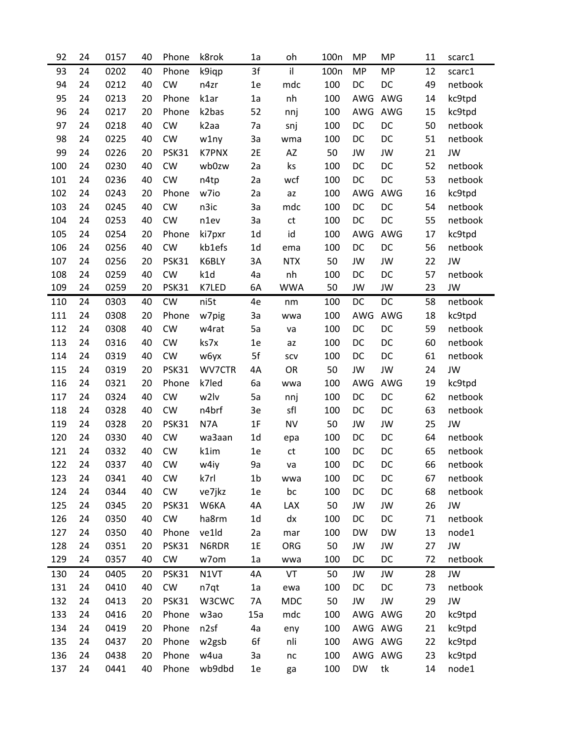| | | | | | | | | | | | | |
|---|---|---|---|---|---|---|---|---|---|---|---|---|
| 92 | 24 | 0157 | 40 | Phone | k8rok | 1a | oh | 100n | MP | MP | 11 | scarc1 |
| 93 | 24 | 0202 | 40 | Phone | k9iqp | 3f | il | 100n | MP | MP | 12 | scarc1 |
| 94 | 24 | 0212 | 40 | CW | n4zr | 1e | mdc | 100 | DC | DC | 49 | netbook |
| 95 | 24 | 0213 | 20 | Phone | k1ar | 1a | nh | 100 | AWG | AWG | 14 | kc9tpd |
| 96 | 24 | 0217 | 20 | Phone | k2bas | 52 | nnj | 100 | AWG | AWG | 15 | kc9tpd |
| 97 | 24 | 0218 | 40 | CW | k2aa | 7a | snj | 100 | DC | DC | 50 | netbook |
| 98 | 24 | 0225 | 40 | CW | w1ny | 3a | wma | 100 | DC | DC | 51 | netbook |
| 99 | 24 | 0226 | 20 | PSK31 | K7PNX | 2E | AZ | 50 | JW | JW | 21 | JW |
| 100 | 24 | 0230 | 40 | CW | wb0zw | 2a | ks | 100 | DC | DC | 52 | netbook |
| 101 | 24 | 0236 | 40 | CW | n4tp | 2a | wcf | 100 | DC | DC | 53 | netbook |
| 102 | 24 | 0243 | 20 | Phone | w7io | 2a | az | 100 | AWG | AWG | 16 | kc9tpd |
| 103 | 24 | 0245 | 40 | CW | n3ic | 3a | mdc | 100 | DC | DC | 54 | netbook |
| 104 | 24 | 0253 | 40 | CW | n1ev | 3a | ct | 100 | DC | DC | 55 | netbook |
| 105 | 24 | 0254 | 20 | Phone | ki7pxr | 1d | id | 100 | AWG | AWG | 17 | kc9tpd |
| 106 | 24 | 0256 | 40 | CW | kb1efs | 1d | ema | 100 | DC | DC | 56 | netbook |
| 107 | 24 | 0256 | 20 | PSK31 | K6BLY | 3A | NTX | 50 | JW | JW | 22 | JW |
| 108 | 24 | 0259 | 40 | CW | k1d | 4a | nh | 100 | DC | DC | 57 | netbook |
| 109 | 24 | 0259 | 20 | PSK31 | K7LED | 6A | WWA | 50 | JW | JW | 23 | JW |
| 110 | 24 | 0303 | 40 | CW | ni5t | 4e | nm | 100 | DC | DC | 58 | netbook |
| 111 | 24 | 0308 | 20 | Phone | w7pig | 3a | wwa | 100 | AWG | AWG | 18 | kc9tpd |
| 112 | 24 | 0308 | 40 | CW | w4rat | 5a | va | 100 | DC | DC | 59 | netbook |
| 113 | 24 | 0316 | 40 | CW | ks7x | 1e | az | 100 | DC | DC | 60 | netbook |
| 114 | 24 | 0319 | 40 | CW | w6yx | 5f | scv | 100 | DC | DC | 61 | netbook |
| 115 | 24 | 0319 | 20 | PSK31 | WV7CTR | 4A | OR | 50 | JW | JW | 24 | JW |
| 116 | 24 | 0321 | 20 | Phone | k7led | 6a | wwa | 100 | AWG | AWG | 19 | kc9tpd |
| 117 | 24 | 0324 | 40 | CW | w2lv | 5a | nnj | 100 | DC | DC | 62 | netbook |
| 118 | 24 | 0328 | 40 | CW | n4brf | 3e | sfl | 100 | DC | DC | 63 | netbook |
| 119 | 24 | 0328 | 20 | PSK31 | N7A | 1F | NV | 50 | JW | JW | 25 | JW |
| 120 | 24 | 0330 | 40 | CW | wa3aan | 1d | epa | 100 | DC | DC | 64 | netbook |
| 121 | 24 | 0332 | 40 | CW | k1im | 1e | ct | 100 | DC | DC | 65 | netbook |
| 122 | 24 | 0337 | 40 | CW | w4iy | 9a | va | 100 | DC | DC | 66 | netbook |
| 123 | 24 | 0341 | 40 | CW | k7rl | 1b | wwa | 100 | DC | DC | 67 | netbook |
| 124 | 24 | 0344 | 40 | CW | ve7jkz | 1e | bc | 100 | DC | DC | 68 | netbook |
| 125 | 24 | 0345 | 20 | PSK31 | W6KA | 4A | LAX | 50 | JW | JW | 26 | JW |
| 126 | 24 | 0350 | 40 | CW | ha8rm | 1d | dx | 100 | DC | DC | 71 | netbook |
| 127 | 24 | 0350 | 40 | Phone | ve1ld | 2a | mar | 100 | DW | DW | 13 | node1 |
| 128 | 24 | 0351 | 20 | PSK31 | N6RDR | 1E | ORG | 50 | JW | JW | 27 | JW |
| 129 | 24 | 0357 | 40 | CW | w7om | 1a | wwa | 100 | DC | DC | 72 | netbook |
| 130 | 24 | 0405 | 20 | PSK31 | N1VT | 4A | VT | 50 | JW | JW | 28 | JW |
| 131 | 24 | 0410 | 40 | CW | n7qt | 1a | ewa | 100 | DC | DC | 73 | netbook |
| 132 | 24 | 0413 | 20 | PSK31 | W3CWC | 7A | MDC | 50 | JW | JW | 29 | JW |
| 133 | 24 | 0416 | 20 | Phone | w3ao | 15a | mdc | 100 | AWG | AWG | 20 | kc9tpd |
| 134 | 24 | 0419 | 20 | Phone | n2sf | 4a | eny | 100 | AWG | AWG | 21 | kc9tpd |
| 135 | 24 | 0437 | 20 | Phone | w2gsb | 6f | nli | 100 | AWG | AWG | 22 | kc9tpd |
| 136 | 24 | 0438 | 20 | Phone | w4ua | 3a | nc | 100 | AWG | AWG | 23 | kc9tpd |
| 137 | 24 | 0441 | 40 | Phone | wb9dbd | 1e | ga | 100 | DW | tk | 14 | node1 |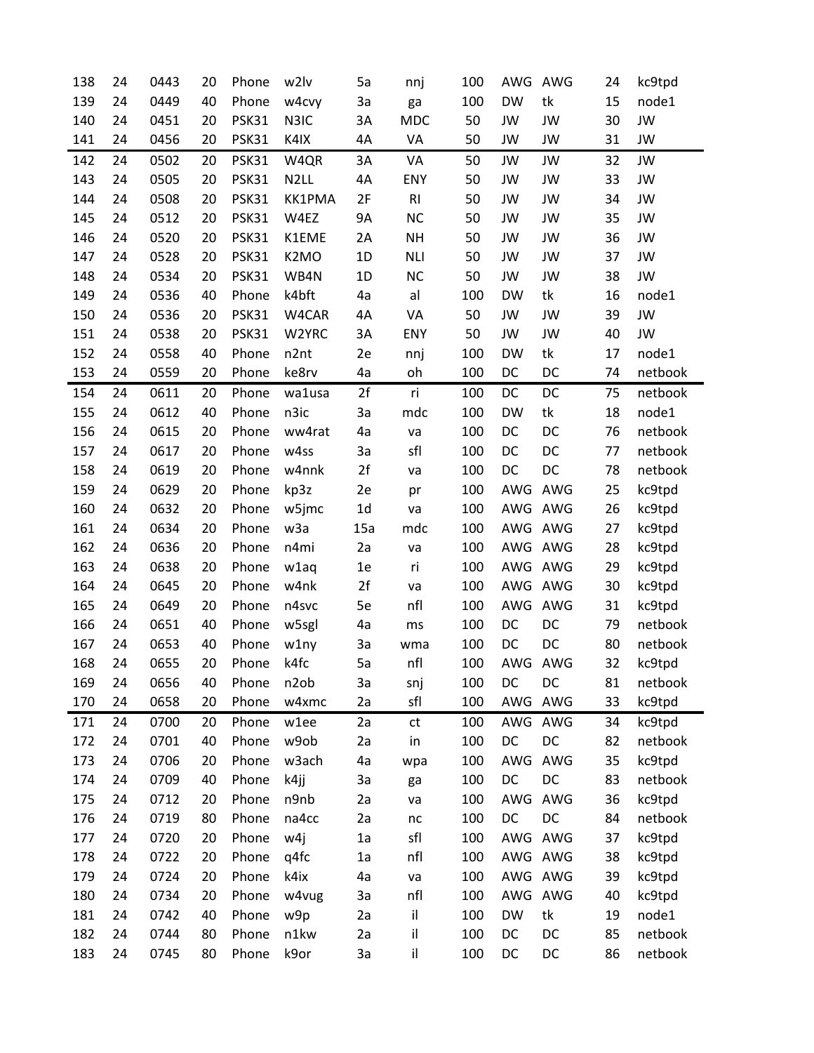| | | | | | | | | | | | | |
|---|---|---|---|---|---|---|---|---|---|---|---|---|
| 138 | 24 | 0443 | 20 | Phone | w2lv | 5a | nnj | 100 | AWG | AWG | 24 | kc9tpd |
| 139 | 24 | 0449 | 40 | Phone | w4cvy | 3a | ga | 100 | DW | tk | 15 | node1 |
| 140 | 24 | 0451 | 20 | PSK31 | N3IC | 3A | MDC | 50 | JW | JW | 30 | JW |
| 141 | 24 | 0456 | 20 | PSK31 | K4IX | 4A | VA | 50 | JW | JW | 31 | JW |
| 142 | 24 | 0502 | 20 | PSK31 | W4QR | 3A | VA | 50 | JW | JW | 32 | JW |
| 143 | 24 | 0505 | 20 | PSK31 | N2LL | 4A | ENY | 50 | JW | JW | 33 | JW |
| 144 | 24 | 0508 | 20 | PSK31 | KK1PMA | 2F | RI | 50 | JW | JW | 34 | JW |
| 145 | 24 | 0512 | 20 | PSK31 | W4EZ | 9A | NC | 50 | JW | JW | 35 | JW |
| 146 | 24 | 0520 | 20 | PSK31 | K1EME | 2A | NH | 50 | JW | JW | 36 | JW |
| 147 | 24 | 0528 | 20 | PSK31 | K2MO | 1D | NLI | 50 | JW | JW | 37 | JW |
| 148 | 24 | 0534 | 20 | PSK31 | WB4N | 1D | NC | 50 | JW | JW | 38 | JW |
| 149 | 24 | 0536 | 40 | Phone | k4bft | 4a | al | 100 | DW | tk | 16 | node1 |
| 150 | 24 | 0536 | 20 | PSK31 | W4CAR | 4A | VA | 50 | JW | JW | 39 | JW |
| 151 | 24 | 0538 | 20 | PSK31 | W2YRC | 3A | ENY | 50 | JW | JW | 40 | JW |
| 152 | 24 | 0558 | 40 | Phone | n2nt | 2e | nnj | 100 | DW | tk | 17 | node1 |
| 153 | 24 | 0559 | 20 | Phone | ke8rv | 4a | oh | 100 | DC | DC | 74 | netbook |
| 154 | 24 | 0611 | 20 | Phone | wa1usa | 2f | ri | 100 | DC | DC | 75 | netbook |
| 155 | 24 | 0612 | 40 | Phone | n3ic | 3a | mdc | 100 | DW | tk | 18 | node1 |
| 156 | 24 | 0615 | 20 | Phone | ww4rat | 4a | va | 100 | DC | DC | 76 | netbook |
| 157 | 24 | 0617 | 20 | Phone | w4ss | 3a | sfl | 100 | DC | DC | 77 | netbook |
| 158 | 24 | 0619 | 20 | Phone | w4nnk | 2f | va | 100 | DC | DC | 78 | netbook |
| 159 | 24 | 0629 | 20 | Phone | kp3z | 2e | pr | 100 | AWG | AWG | 25 | kc9tpd |
| 160 | 24 | 0632 | 20 | Phone | w5jmc | 1d | va | 100 | AWG | AWG | 26 | kc9tpd |
| 161 | 24 | 0634 | 20 | Phone | w3a | 15a | mdc | 100 | AWG | AWG | 27 | kc9tpd |
| 162 | 24 | 0636 | 20 | Phone | n4mi | 2a | va | 100 | AWG | AWG | 28 | kc9tpd |
| 163 | 24 | 0638 | 20 | Phone | w1aq | 1e | ri | 100 | AWG | AWG | 29 | kc9tpd |
| 164 | 24 | 0645 | 20 | Phone | w4nk | 2f | va | 100 | AWG | AWG | 30 | kc9tpd |
| 165 | 24 | 0649 | 20 | Phone | n4svc | 5e | nfl | 100 | AWG | AWG | 31 | kc9tpd |
| 166 | 24 | 0651 | 40 | Phone | w5sgl | 4a | ms | 100 | DC | DC | 79 | netbook |
| 167 | 24 | 0653 | 40 | Phone | w1ny | 3a | wma | 100 | DC | DC | 80 | netbook |
| 168 | 24 | 0655 | 20 | Phone | k4fc | 5a | nfl | 100 | AWG | AWG | 32 | kc9tpd |
| 169 | 24 | 0656 | 40 | Phone | n2ob | 3a | snj | 100 | DC | DC | 81 | netbook |
| 170 | 24 | 0658 | 20 | Phone | w4xmc | 2a | sfl | 100 | AWG | AWG | 33 | kc9tpd |
| 171 | 24 | 0700 | 20 | Phone | w1ee | 2a | ct | 100 | AWG | AWG | 34 | kc9tpd |
| 172 | 24 | 0701 | 40 | Phone | w9ob | 2a | in | 100 | DC | DC | 82 | netbook |
| 173 | 24 | 0706 | 20 | Phone | w3ach | 4a | wpa | 100 | AWG | AWG | 35 | kc9tpd |
| 174 | 24 | 0709 | 40 | Phone | k4jj | 3a | ga | 100 | DC | DC | 83 | netbook |
| 175 | 24 | 0712 | 20 | Phone | n9nb | 2a | va | 100 | AWG | AWG | 36 | kc9tpd |
| 176 | 24 | 0719 | 80 | Phone | na4cc | 2a | nc | 100 | DC | DC | 84 | netbook |
| 177 | 24 | 0720 | 20 | Phone | w4j | 1a | sfl | 100 | AWG | AWG | 37 | kc9tpd |
| 178 | 24 | 0722 | 20 | Phone | q4fc | 1a | nfl | 100 | AWG | AWG | 38 | kc9tpd |
| 179 | 24 | 0724 | 20 | Phone | k4ix | 4a | va | 100 | AWG | AWG | 39 | kc9tpd |
| 180 | 24 | 0734 | 20 | Phone | w4vug | 3a | nfl | 100 | AWG | AWG | 40 | kc9tpd |
| 181 | 24 | 0742 | 40 | Phone | w9p | 2a | il | 100 | DW | tk | 19 | node1 |
| 182 | 24 | 0744 | 80 | Phone | n1kw | 2a | il | 100 | DC | DC | 85 | netbook |
| 183 | 24 | 0745 | 80 | Phone | k9or | 3a | il | 100 | DC | DC | 86 | netbook |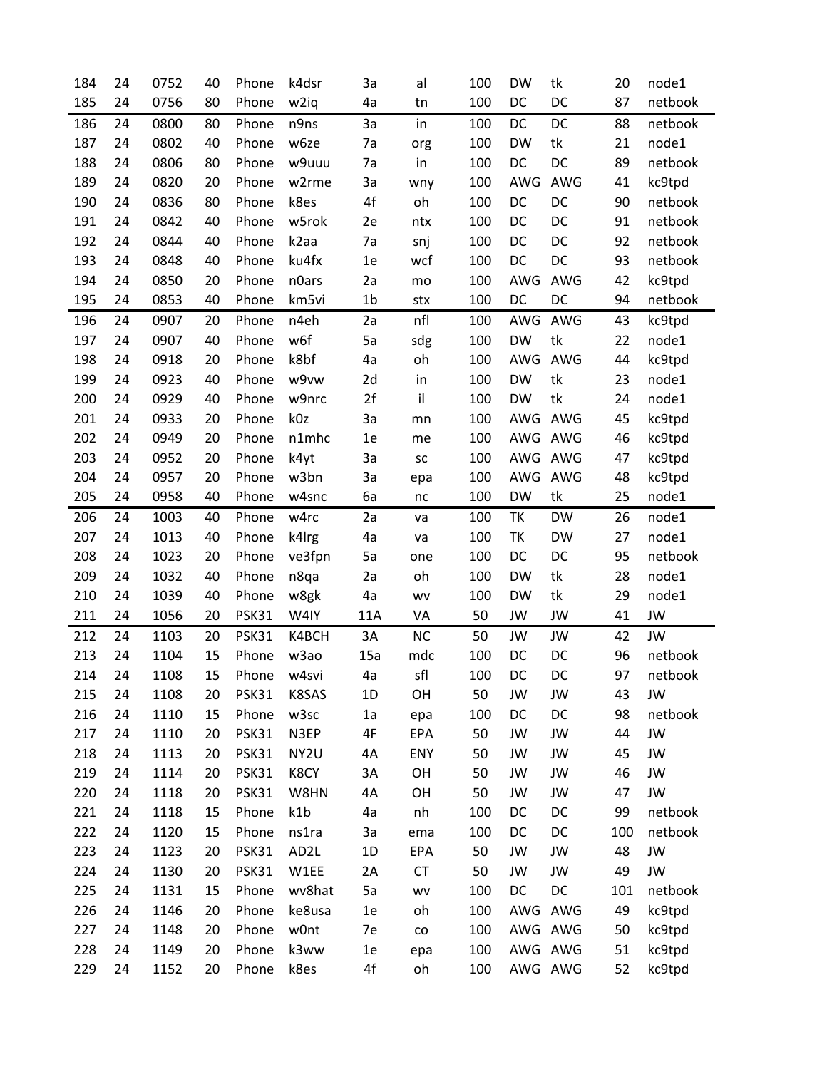| 184 | 24 | 0752 | 40 | Phone | k4dsr | 3a | al | 100 | DW | tk | 20 | node1 |
|---|---|---|---|---|---|---|---|---|---|---|---|---|
| 185 | 24 | 0756 | 80 | Phone | w2iq | 4a | tn | 100 | DC | DC | 87 | netbook |
| 186 | 24 | 0800 | 80 | Phone | n9ns | 3a | in | 100 | DC | DC | 88 | netbook |
| 187 | 24 | 0802 | 40 | Phone | w6ze | 7a | org | 100 | DW | tk | 21 | node1 |
| 188 | 24 | 0806 | 80 | Phone | w9uuu | 7a | in | 100 | DC | DC | 89 | netbook |
| 189 | 24 | 0820 | 20 | Phone | w2rme | 3a | wny | 100 | AWG | AWG | 41 | kc9tpd |
| 190 | 24 | 0836 | 80 | Phone | k8es | 4f | oh | 100 | DC | DC | 90 | netbook |
| 191 | 24 | 0842 | 40 | Phone | w5rok | 2e | ntx | 100 | DC | DC | 91 | netbook |
| 192 | 24 | 0844 | 40 | Phone | k2aa | 7a | snj | 100 | DC | DC | 92 | netbook |
| 193 | 24 | 0848 | 40 | Phone | ku4fx | 1e | wcf | 100 | DC | DC | 93 | netbook |
| 194 | 24 | 0850 | 20 | Phone | n0ars | 2a | mo | 100 | AWG | AWG | 42 | kc9tpd |
| 195 | 24 | 0853 | 40 | Phone | km5vi | 1b | stx | 100 | DC | DC | 94 | netbook |
| 196 | 24 | 0907 | 20 | Phone | n4eh | 2a | nfl | 100 | AWG | AWG | 43 | kc9tpd |
| 197 | 24 | 0907 | 40 | Phone | w6f | 5a | sdg | 100 | DW | tk | 22 | node1 |
| 198 | 24 | 0918 | 20 | Phone | k8bf | 4a | oh | 100 | AWG | AWG | 44 | kc9tpd |
| 199 | 24 | 0923 | 40 | Phone | w9vw | 2d | in | 100 | DW | tk | 23 | node1 |
| 200 | 24 | 0929 | 40 | Phone | w9nrc | 2f | il | 100 | DW | tk | 24 | node1 |
| 201 | 24 | 0933 | 20 | Phone | k0z | 3a | mn | 100 | AWG | AWG | 45 | kc9tpd |
| 202 | 24 | 0949 | 20 | Phone | n1mhc | 1e | me | 100 | AWG | AWG | 46 | kc9tpd |
| 203 | 24 | 0952 | 20 | Phone | k4yt | 3a | sc | 100 | AWG | AWG | 47 | kc9tpd |
| 204 | 24 | 0957 | 20 | Phone | w3bn | 3a | epa | 100 | AWG | AWG | 48 | kc9tpd |
| 205 | 24 | 0958 | 40 | Phone | w4snc | 6a | nc | 100 | DW | tk | 25 | node1 |
| 206 | 24 | 1003 | 40 | Phone | w4rc | 2a | va | 100 | TK | DW | 26 | node1 |
| 207 | 24 | 1013 | 40 | Phone | k4lrg | 4a | va | 100 | TK | DW | 27 | node1 |
| 208 | 24 | 1023 | 20 | Phone | ve3fpn | 5a | one | 100 | DC | DC | 95 | netbook |
| 209 | 24 | 1032 | 40 | Phone | n8qa | 2a | oh | 100 | DW | tk | 28 | node1 |
| 210 | 24 | 1039 | 40 | Phone | w8gk | 4a | wv | 100 | DW | tk | 29 | node1 |
| 211 | 24 | 1056 | 20 | PSK31 | W4IY | 11A | VA | 50 | JW | JW | 41 | JW |
| 212 | 24 | 1103 | 20 | PSK31 | K4BCH | 3A | NC | 50 | JW | JW | 42 | JW |
| 213 | 24 | 1104 | 15 | Phone | w3ao | 15a | mdc | 100 | DC | DC | 96 | netbook |
| 214 | 24 | 1108 | 15 | Phone | w4svi | 4a | sfl | 100 | DC | DC | 97 | netbook |
| 215 | 24 | 1108 | 20 | PSK31 | K8SAS | 1D | OH | 50 | JW | JW | 43 | JW |
| 216 | 24 | 1110 | 15 | Phone | w3sc | 1a | epa | 100 | DC | DC | 98 | netbook |
| 217 | 24 | 1110 | 20 | PSK31 | N3EP | 4F | EPA | 50 | JW | JW | 44 | JW |
| 218 | 24 | 1113 | 20 | PSK31 | NY2U | 4A | ENY | 50 | JW | JW | 45 | JW |
| 219 | 24 | 1114 | 20 | PSK31 | K8CY | 3A | OH | 50 | JW | JW | 46 | JW |
| 220 | 24 | 1118 | 20 | PSK31 | W8HN | 4A | OH | 50 | JW | JW | 47 | JW |
| 221 | 24 | 1118 | 15 | Phone | k1b | 4a | nh | 100 | DC | DC | 99 | netbook |
| 222 | 24 | 1120 | 15 | Phone | ns1ra | 3a | ema | 100 | DC | DC | 100 | netbook |
| 223 | 24 | 1123 | 20 | PSK31 | AD2L | 1D | EPA | 50 | JW | JW | 48 | JW |
| 224 | 24 | 1130 | 20 | PSK31 | W1EE | 2A | CT | 50 | JW | JW | 49 | JW |
| 225 | 24 | 1131 | 15 | Phone | wv8hat | 5a | wv | 100 | DC | DC | 101 | netbook |
| 226 | 24 | 1146 | 20 | Phone | ke8usa | 1e | oh | 100 | AWG | AWG | 49 | kc9tpd |
| 227 | 24 | 1148 | 20 | Phone | w0nt | 7e | co | 100 | AWG | AWG | 50 | kc9tpd |
| 228 | 24 | 1149 | 20 | Phone | k3ww | 1e | epa | 100 | AWG | AWG | 51 | kc9tpd |
| 229 | 24 | 1152 | 20 | Phone | k8es | 4f | oh | 100 | AWG | AWG | 52 | kc9tpd |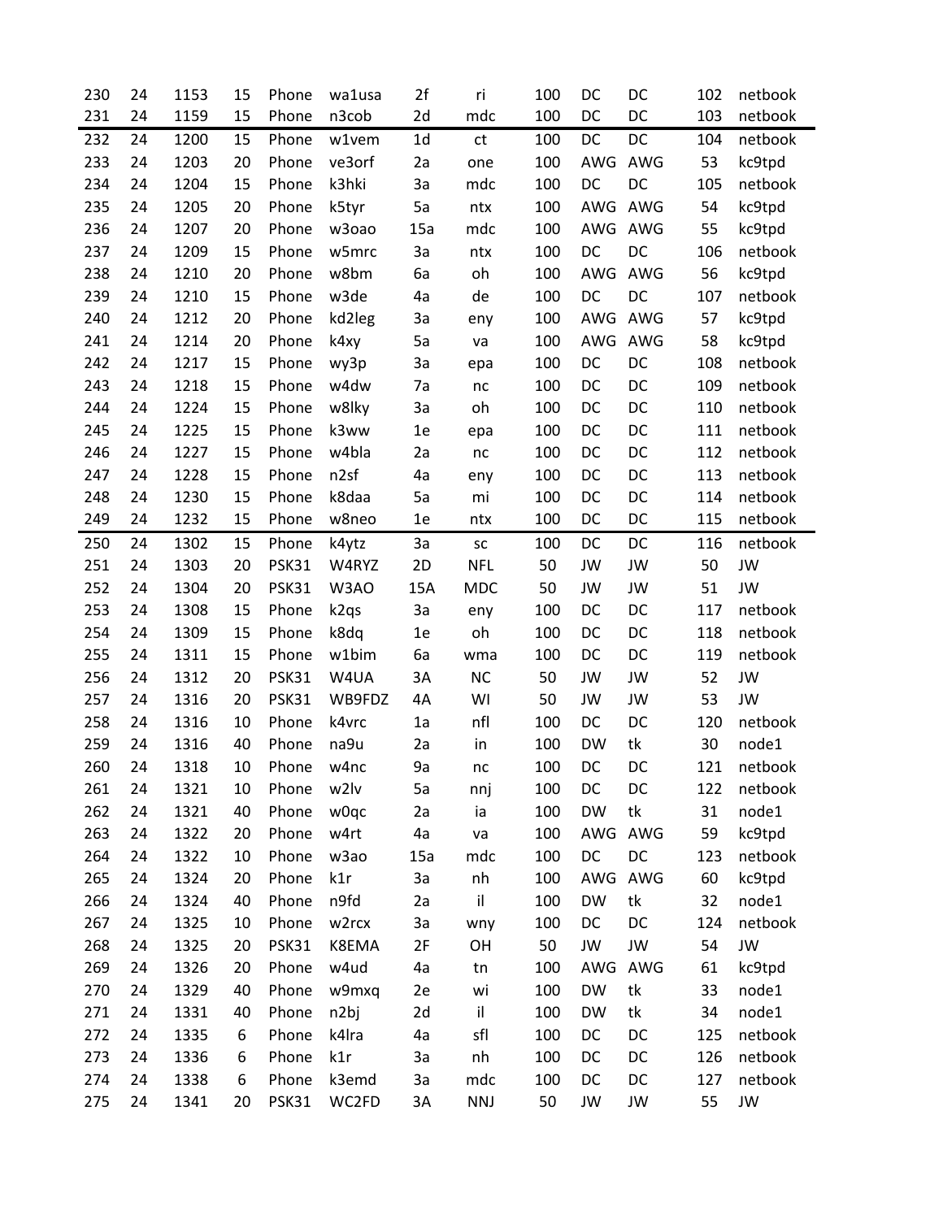| | | | | | | | | | | | | |
|---|---|---|---|---|---|---|---|---|---|---|---|---|
| 230 | 24 | 1153 | 15 | Phone | wa1usa | 2f | ri | 100 | DC | DC | 102 | netbook |
| 231 | 24 | 1159 | 15 | Phone | n3cob | 2d | mdc | 100 | DC | DC | 103 | netbook |
| 232 | 24 | 1200 | 15 | Phone | w1vem | 1d | ct | 100 | DC | DC | 104 | netbook |
| 233 | 24 | 1203 | 20 | Phone | ve3orf | 2a | one | 100 | AWG | AWG | 53 | kc9tpd |
| 234 | 24 | 1204 | 15 | Phone | k3hki | 3a | mdc | 100 | DC | DC | 105 | netbook |
| 235 | 24 | 1205 | 20 | Phone | k5tyr | 5a | ntx | 100 | AWG | AWG | 54 | kc9tpd |
| 236 | 24 | 1207 | 20 | Phone | w3oao | 15a | mdc | 100 | AWG | AWG | 55 | kc9tpd |
| 237 | 24 | 1209 | 15 | Phone | w5mrc | 3a | ntx | 100 | DC | DC | 106 | netbook |
| 238 | 24 | 1210 | 20 | Phone | w8bm | 6a | oh | 100 | AWG | AWG | 56 | kc9tpd |
| 239 | 24 | 1210 | 15 | Phone | w3de | 4a | de | 100 | DC | DC | 107 | netbook |
| 240 | 24 | 1212 | 20 | Phone | kd2leg | 3a | eny | 100 | AWG | AWG | 57 | kc9tpd |
| 241 | 24 | 1214 | 20 | Phone | k4xy | 5a | va | 100 | AWG | AWG | 58 | kc9tpd |
| 242 | 24 | 1217 | 15 | Phone | wy3p | 3a | epa | 100 | DC | DC | 108 | netbook |
| 243 | 24 | 1218 | 15 | Phone | w4dw | 7a | nc | 100 | DC | DC | 109 | netbook |
| 244 | 24 | 1224 | 15 | Phone | w8lky | 3a | oh | 100 | DC | DC | 110 | netbook |
| 245 | 24 | 1225 | 15 | Phone | k3ww | 1e | epa | 100 | DC | DC | 111 | netbook |
| 246 | 24 | 1227 | 15 | Phone | w4bla | 2a | nc | 100 | DC | DC | 112 | netbook |
| 247 | 24 | 1228 | 15 | Phone | n2sf | 4a | eny | 100 | DC | DC | 113 | netbook |
| 248 | 24 | 1230 | 15 | Phone | k8daa | 5a | mi | 100 | DC | DC | 114 | netbook |
| 249 | 24 | 1232 | 15 | Phone | w8neo | 1e | ntx | 100 | DC | DC | 115 | netbook |
| 250 | 24 | 1302 | 15 | Phone | k4ytz | 3a | sc | 100 | DC | DC | 116 | netbook |
| 251 | 24 | 1303 | 20 | PSK31 | W4RYZ | 2D | NFL | 50 | JW | JW | 50 | JW |
| 252 | 24 | 1304 | 20 | PSK31 | W3AO | 15A | MDC | 50 | JW | JW | 51 | JW |
| 253 | 24 | 1308 | 15 | Phone | k2qs | 3a | eny | 100 | DC | DC | 117 | netbook |
| 254 | 24 | 1309 | 15 | Phone | k8dq | 1e | oh | 100 | DC | DC | 118 | netbook |
| 255 | 24 | 1311 | 15 | Phone | w1bim | 6a | wma | 100 | DC | DC | 119 | netbook |
| 256 | 24 | 1312 | 20 | PSK31 | W4UA | 3A | NC | 50 | JW | JW | 52 | JW |
| 257 | 24 | 1316 | 20 | PSK31 | WB9FDZ | 4A | WI | 50 | JW | JW | 53 | JW |
| 258 | 24 | 1316 | 10 | Phone | k4vrc | 1a | nfl | 100 | DC | DC | 120 | netbook |
| 259 | 24 | 1316 | 40 | Phone | na9u | 2a | in | 100 | DW | tk | 30 | node1 |
| 260 | 24 | 1318 | 10 | Phone | w4nc | 9a | nc | 100 | DC | DC | 121 | netbook |
| 261 | 24 | 1321 | 10 | Phone | w2lv | 5a | nnj | 100 | DC | DC | 122 | netbook |
| 262 | 24 | 1321 | 40 | Phone | w0qc | 2a | ia | 100 | DW | tk | 31 | node1 |
| 263 | 24 | 1322 | 20 | Phone | w4rt | 4a | va | 100 | AWG | AWG | 59 | kc9tpd |
| 264 | 24 | 1322 | 10 | Phone | w3ao | 15a | mdc | 100 | DC | DC | 123 | netbook |
| 265 | 24 | 1324 | 20 | Phone | k1r | 3a | nh | 100 | AWG | AWG | 60 | kc9tpd |
| 266 | 24 | 1324 | 40 | Phone | n9fd | 2a | il | 100 | DW | tk | 32 | node1 |
| 267 | 24 | 1325 | 10 | Phone | w2rcx | 3a | wny | 100 | DC | DC | 124 | netbook |
| 268 | 24 | 1325 | 20 | PSK31 | K8EMA | 2F | OH | 50 | JW | JW | 54 | JW |
| 269 | 24 | 1326 | 20 | Phone | w4ud | 4a | tn | 100 | AWG | AWG | 61 | kc9tpd |
| 270 | 24 | 1329 | 40 | Phone | w9mxq | 2e | wi | 100 | DW | tk | 33 | node1 |
| 271 | 24 | 1331 | 40 | Phone | n2bj | 2d | il | 100 | DW | tk | 34 | node1 |
| 272 | 24 | 1335 | 6 | Phone | k4lra | 4a | sfl | 100 | DC | DC | 125 | netbook |
| 273 | 24 | 1336 | 6 | Phone | k1r | 3a | nh | 100 | DC | DC | 126 | netbook |
| 274 | 24 | 1338 | 6 | Phone | k3emd | 3a | mdc | 100 | DC | DC | 127 | netbook |
| 275 | 24 | 1341 | 20 | PSK31 | WC2FD | 3A | NNJ | 50 | JW | JW | 55 | JW |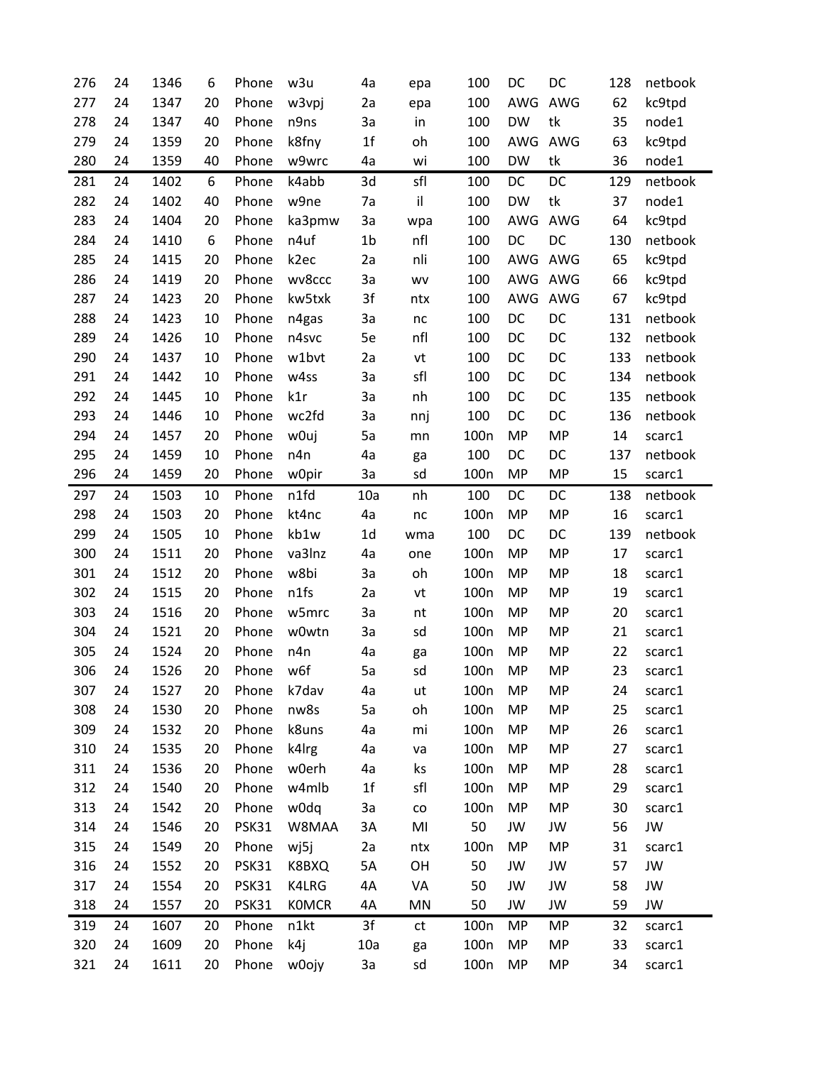| | | | | | | | | | | | | |
|---|---|---|---|---|---|---|---|---|---|---|---|---|
| 276 | 24 | 1346 | 6 | Phone | w3u | 4a | epa | 100 | DC | DC | 128 | netbook |
| 277 | 24 | 1347 | 20 | Phone | w3vpj | 2a | epa | 100 | AWG | AWG | 62 | kc9tpd |
| 278 | 24 | 1347 | 40 | Phone | n9ns | 3a | in | 100 | DW | tk | 35 | node1 |
| 279 | 24 | 1359 | 20 | Phone | k8fny | 1f | oh | 100 | AWG | AWG | 63 | kc9tpd |
| 280 | 24 | 1359 | 40 | Phone | w9wrc | 4a | wi | 100 | DW | tk | 36 | node1 |
| 281 | 24 | 1402 | 6 | Phone | k4abb | 3d | sfl | 100 | DC | DC | 129 | netbook |
| 282 | 24 | 1402 | 40 | Phone | w9ne | 7a | il | 100 | DW | tk | 37 | node1 |
| 283 | 24 | 1404 | 20 | Phone | ka3pmw | 3a | wpa | 100 | AWG | AWG | 64 | kc9tpd |
| 284 | 24 | 1410 | 6 | Phone | n4uf | 1b | nfl | 100 | DC | DC | 130 | netbook |
| 285 | 24 | 1415 | 20 | Phone | k2ec | 2a | nli | 100 | AWG | AWG | 65 | kc9tpd |
| 286 | 24 | 1419 | 20 | Phone | wv8ccc | 3a | wv | 100 | AWG | AWG | 66 | kc9tpd |
| 287 | 24 | 1423 | 20 | Phone | kw5txk | 3f | ntx | 100 | AWG | AWG | 67 | kc9tpd |
| 288 | 24 | 1423 | 10 | Phone | n4gas | 3a | nc | 100 | DC | DC | 131 | netbook |
| 289 | 24 | 1426 | 10 | Phone | n4svc | 5e | nfl | 100 | DC | DC | 132 | netbook |
| 290 | 24 | 1437 | 10 | Phone | w1bvt | 2a | vt | 100 | DC | DC | 133 | netbook |
| 291 | 24 | 1442 | 10 | Phone | w4ss | 3a | sfl | 100 | DC | DC | 134 | netbook |
| 292 | 24 | 1445 | 10 | Phone | k1r | 3a | nh | 100 | DC | DC | 135 | netbook |
| 293 | 24 | 1446 | 10 | Phone | wc2fd | 3a | nnj | 100 | DC | DC | 136 | netbook |
| 294 | 24 | 1457 | 20 | Phone | w0uj | 5a | mn | 100n | MP | MP | 14 | scarc1 |
| 295 | 24 | 1459 | 10 | Phone | n4n | 4a | ga | 100 | DC | DC | 137 | netbook |
| 296 | 24 | 1459 | 20 | Phone | w0pir | 3a | sd | 100n | MP | MP | 15 | scarc1 |
| 297 | 24 | 1503 | 10 | Phone | n1fd | 10a | nh | 100 | DC | DC | 138 | netbook |
| 298 | 24 | 1503 | 20 | Phone | kt4nc | 4a | nc | 100n | MP | MP | 16 | scarc1 |
| 299 | 24 | 1505 | 10 | Phone | kb1w | 1d | wma | 100 | DC | DC | 139 | netbook |
| 300 | 24 | 1511 | 20 | Phone | va3lnz | 4a | one | 100n | MP | MP | 17 | scarc1 |
| 301 | 24 | 1512 | 20 | Phone | w8bi | 3a | oh | 100n | MP | MP | 18 | scarc1 |
| 302 | 24 | 1515 | 20 | Phone | n1fs | 2a | vt | 100n | MP | MP | 19 | scarc1 |
| 303 | 24 | 1516 | 20 | Phone | w5mrc | 3a | nt | 100n | MP | MP | 20 | scarc1 |
| 304 | 24 | 1521 | 20 | Phone | w0wtn | 3a | sd | 100n | MP | MP | 21 | scarc1 |
| 305 | 24 | 1524 | 20 | Phone | n4n | 4a | ga | 100n | MP | MP | 22 | scarc1 |
| 306 | 24 | 1526 | 20 | Phone | w6f | 5a | sd | 100n | MP | MP | 23 | scarc1 |
| 307 | 24 | 1527 | 20 | Phone | k7dav | 4a | ut | 100n | MP | MP | 24 | scarc1 |
| 308 | 24 | 1530 | 20 | Phone | nw8s | 5a | oh | 100n | MP | MP | 25 | scarc1 |
| 309 | 24 | 1532 | 20 | Phone | k8uns | 4a | mi | 100n | MP | MP | 26 | scarc1 |
| 310 | 24 | 1535 | 20 | Phone | k4lrg | 4a | va | 100n | MP | MP | 27 | scarc1 |
| 311 | 24 | 1536 | 20 | Phone | w0erh | 4a | ks | 100n | MP | MP | 28 | scarc1 |
| 312 | 24 | 1540 | 20 | Phone | w4mlb | 1f | sfl | 100n | MP | MP | 29 | scarc1 |
| 313 | 24 | 1542 | 20 | Phone | w0dq | 3a | co | 100n | MP | MP | 30 | scarc1 |
| 314 | 24 | 1546 | 20 | PSK31 | W8MAA | 3A | MI | 50 | JW | JW | 56 | JW |
| 315 | 24 | 1549 | 20 | Phone | wj5j | 2a | ntx | 100n | MP | MP | 31 | scarc1 |
| 316 | 24 | 1552 | 20 | PSK31 | K8BXQ | 5A | OH | 50 | JW | JW | 57 | JW |
| 317 | 24 | 1554 | 20 | PSK31 | K4LRG | 4A | VA | 50 | JW | JW | 58 | JW |
| 318 | 24 | 1557 | 20 | PSK31 | K0MCR | 4A | MN | 50 | JW | JW | 59 | JW |
| 319 | 24 | 1607 | 20 | Phone | n1kt | 3f | ct | 100n | MP | MP | 32 | scarc1 |
| 320 | 24 | 1609 | 20 | Phone | k4j | 10a | ga | 100n | MP | MP | 33 | scarc1 |
| 321 | 24 | 1611 | 20 | Phone | w0ojy | 3a | sd | 100n | MP | MP | 34 | scarc1 |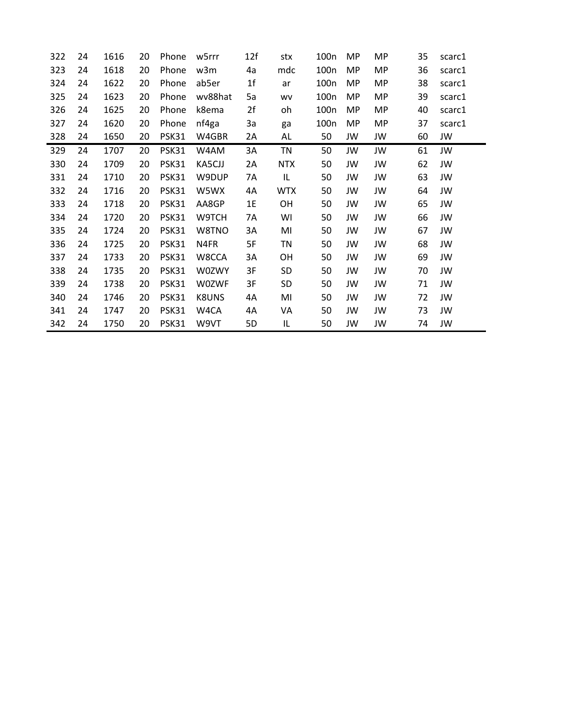| | | | | | | | | | | | | |
|---|---|---|---|---|---|---|---|---|---|---|---|---|
| 322 | 24 | 1616 | 20 | Phone | w5rrr | 12f | stx | 100n | MP | MP | 35 | scarc1 |
| 323 | 24 | 1618 | 20 | Phone | w3m | 4a | mdc | 100n | MP | MP | 36 | scarc1 |
| 324 | 24 | 1622 | 20 | Phone | ab5er | 1f | ar | 100n | MP | MP | 38 | scarc1 |
| 325 | 24 | 1623 | 20 | Phone | wv88hat | 5a | wv | 100n | MP | MP | 39 | scarc1 |
| 326 | 24 | 1625 | 20 | Phone | k8ema | 2f | oh | 100n | MP | MP | 40 | scarc1 |
| 327 | 24 | 1620 | 20 | Phone | nf4ga | 3a | ga | 100n | MP | MP | 37 | scarc1 |
| 328 | 24 | 1650 | 20 | PSK31 | W4GBR | 2A | AL | 50 | JW | JW | 60 | JW |
| 329 | 24 | 1707 | 20 | PSK31 | W4AM | 3A | TN | 50 | JW | JW | 61 | JW |
| 330 | 24 | 1709 | 20 | PSK31 | KA5CJJ | 2A | NTX | 50 | JW | JW | 62 | JW |
| 331 | 24 | 1710 | 20 | PSK31 | W9DUP | 7A | IL | 50 | JW | JW | 63 | JW |
| 332 | 24 | 1716 | 20 | PSK31 | W5WX | 4A | WTX | 50 | JW | JW | 64 | JW |
| 333 | 24 | 1718 | 20 | PSK31 | AA8GP | 1E | OH | 50 | JW | JW | 65 | JW |
| 334 | 24 | 1720 | 20 | PSK31 | W9TCH | 7A | WI | 50 | JW | JW | 66 | JW |
| 335 | 24 | 1724 | 20 | PSK31 | W8TNO | 3A | MI | 50 | JW | JW | 67 | JW |
| 336 | 24 | 1725 | 20 | PSK31 | N4FR | 5F | TN | 50 | JW | JW | 68 | JW |
| 337 | 24 | 1733 | 20 | PSK31 | W8CCA | 3A | OH | 50 | JW | JW | 69 | JW |
| 338 | 24 | 1735 | 20 | PSK31 | W0ZWY | 3F | SD | 50 | JW | JW | 70 | JW |
| 339 | 24 | 1738 | 20 | PSK31 | W0ZWF | 3F | SD | 50 | JW | JW | 71 | JW |
| 340 | 24 | 1746 | 20 | PSK31 | K8UNS | 4A | MI | 50 | JW | JW | 72 | JW |
| 341 | 24 | 1747 | 20 | PSK31 | W4CA | 4A | VA | 50 | JW | JW | 73 | JW |
| 342 | 24 | 1750 | 20 | PSK31 | W9VT | 5D | IL | 50 | JW | JW | 74 | JW |